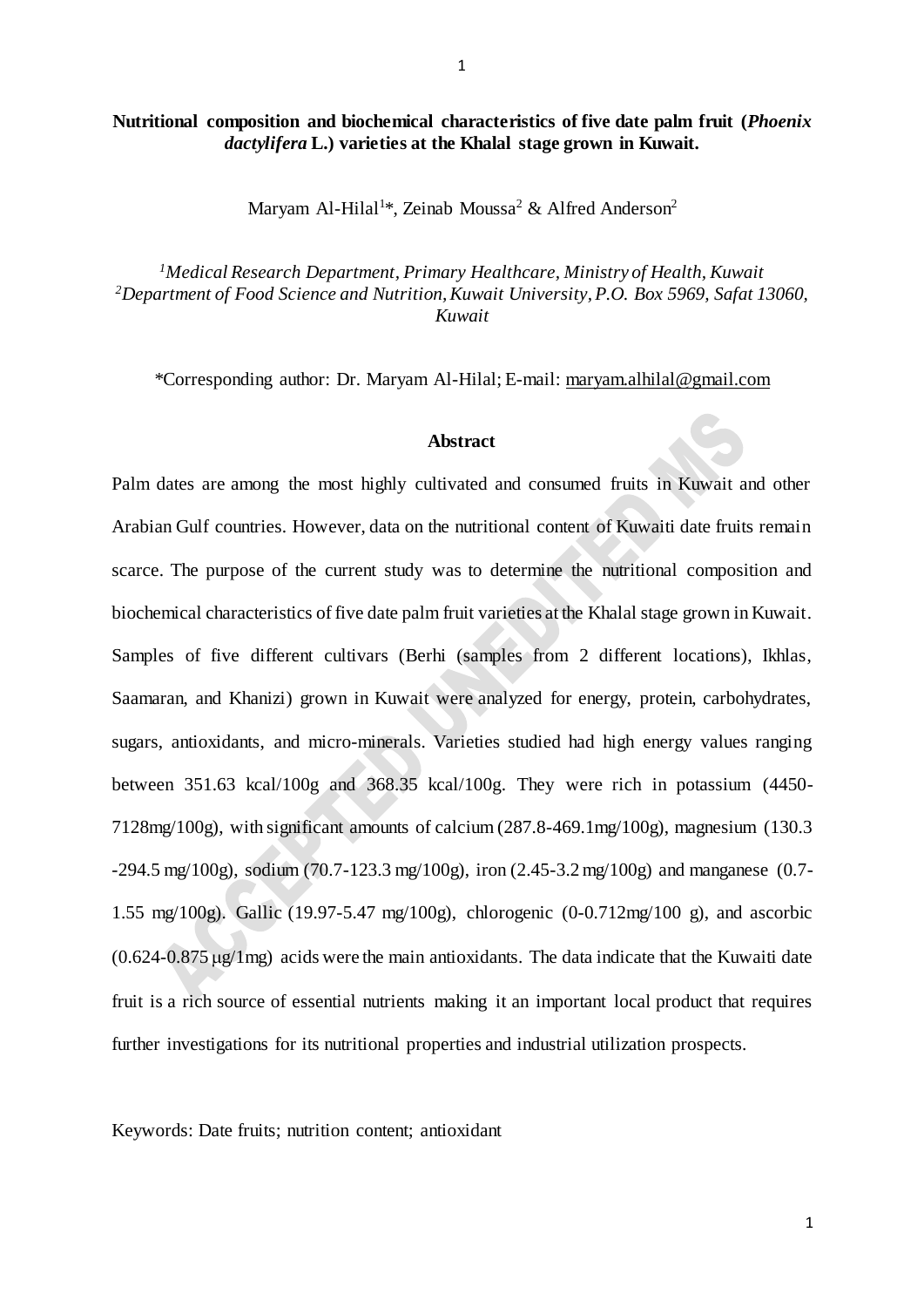**Nutritional composition and biochemical characteristics of five date palm fruit (*Phoenix dactylifera* L.) varieties at the Khalal stage grown in Kuwait.**

Maryam Al-Hilal[1]*, Zeinab Moussa[2] & Alfred Anderson[2]

[1]*Medical Research Department, Primary Healthcare, Ministry of Health, Kuwait*
[2]*Department of Food Science and Nutrition, Kuwait University, P.O. Box 5969, Safat 13060, Kuwait*

*Corresponding author: Dr. Maryam Al-Hilal; E-mail: maryam.alhilal@gmail.com

## Abstract

Palm dates are among the most highly cultivated and consumed fruits in Kuwait and other Arabian Gulf countries. However, data on the nutritional content of Kuwaiti date fruits remain scarce. The purpose of the current study was to determine the nutritional composition and biochemical characteristics of five date palm fruit varieties at the Khalal stage grown in Kuwait. Samples of five different cultivars (Berhi (samples from 2 different locations), Ikhlas, Saamaran, and Khanizi) grown in Kuwait were analyzed for energy, protein, carbohydrates, sugars, antioxidants, and micro-minerals. Varieties studied had high energy values ranging between 351.63 kcal/100g and 368.35 kcal/100g. They were rich in potassium (4450-7128mg/100g), with significant amounts of calcium (287.8-469.1mg/100g), magnesium (130.3 -294.5 mg/100g), sodium (70.7-123.3 mg/100g), iron (2.45-3.2 mg/100g) and manganese (0.7-1.55 mg/100g). Gallic (19.97-5.47 mg/100g), chlorogenic (0-0.712mg/100 g), and ascorbic (0.624-0.875 μg/1mg) acids were the main antioxidants. The data indicate that the Kuwaiti date fruit is a rich source of essential nutrients making it an important local product that requires further investigations for its nutritional properties and industrial utilization prospects.

Keywords: Date fruits; nutrition content; antioxidant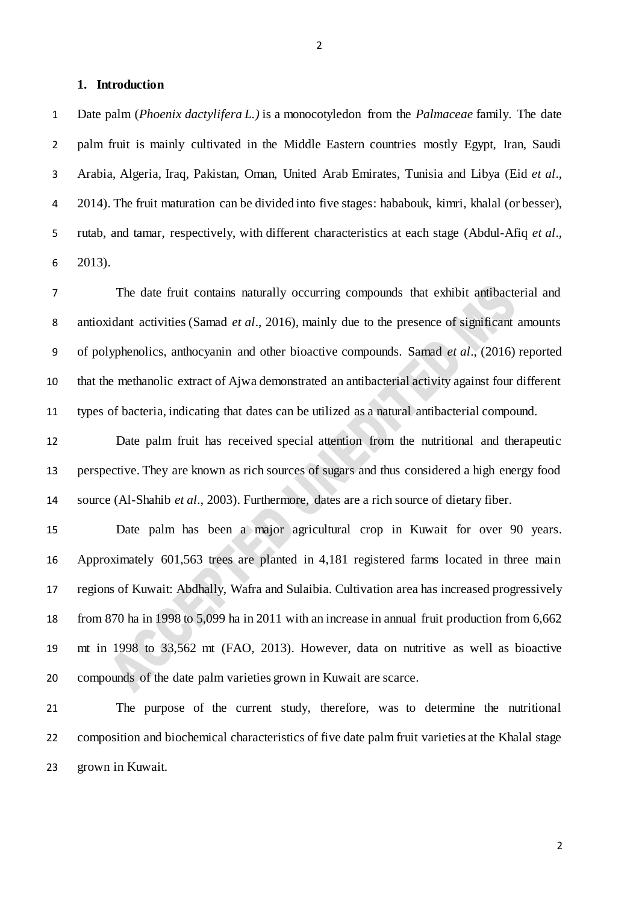## 1. Introduction

Date palm (*Phoenix dactylifera L.)* is a monocotyledon from the *Palmaceae* family. The date palm fruit is mainly cultivated in the Middle Eastern countries mostly Egypt, Iran, Saudi Arabia, Algeria, Iraq, Pakistan, Oman, United Arab Emirates, Tunisia and Libya (Eid *et al*., 2014). The fruit maturation can be divided into five stages: hababouk, kimri, khalal (or besser), rutab, and tamar, respectively, with different characteristics at each stage (Abdul-Afiq *et al*., 2013).

The date fruit contains naturally occurring compounds that exhibit antibacterial and antioxidant activities (Samad *et al*., 2016), mainly due to the presence of significant amounts of polyphenolics, anthocyanin and other bioactive compounds. Samad *et al*., (2016) reported that the methanolic extract of Ajwa demonstrated an antibacterial activity against four different types of bacteria, indicating that dates can be utilized as a natural antibacterial compound.

Date palm fruit has received special attention from the nutritional and therapeutic perspective. They are known as rich sources of sugars and thus considered a high energy food source (Al-Shahib *et al*., 2003). Furthermore, dates are a rich source of dietary fiber.

Date palm has been a major agricultural crop in Kuwait for over 90 years. Approximately 601,563 trees are planted in 4,181 registered farms located in three main regions of Kuwait: Abdhally, Wafra and Sulaibia. Cultivation area has increased progressively from 870 ha in 1998 to 5,099 ha in 2011 with an increase in annual fruit production from 6,662 mt in 1998 to 33,562 mt (FAO, 2013). However, data on nutritive as well as bioactive compounds of the date palm varieties grown in Kuwait are scarce.

The purpose of the current study, therefore, was to determine the nutritional composition and biochemical characteristics of five date palm fruit varieties at the Khalal stage grown in Kuwait.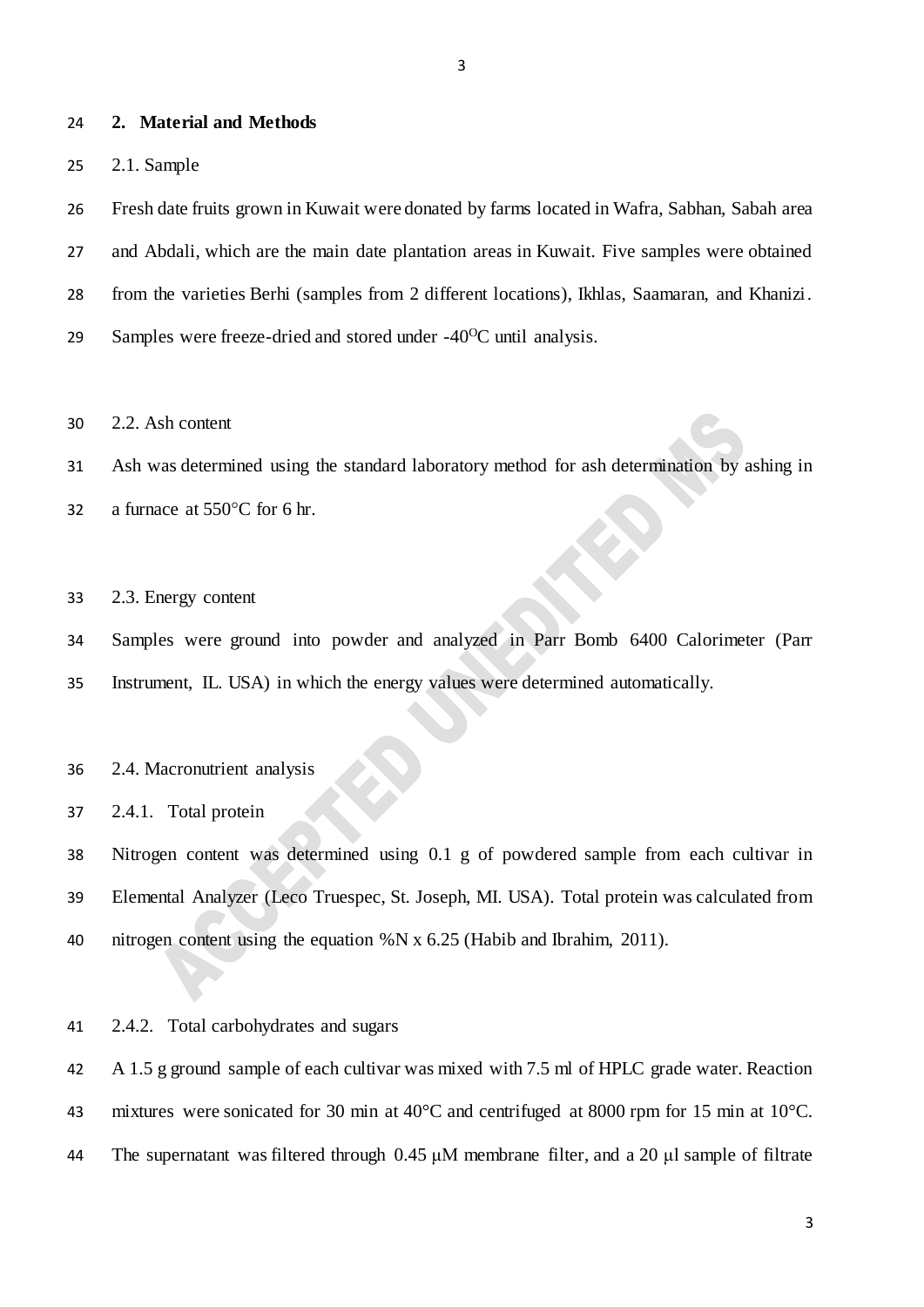## 2. Material and Methods

### 2.1. Sample

Fresh date fruits grown in Kuwait were donated by farms located in Wafra, Sabhan, Sabah area and Abdali, which are the main date plantation areas in Kuwait. Five samples were obtained from the varieties Berhi (samples from 2 different locations), Ikhlas, Saamaran, and Khanizi. Samples were freeze-dried and stored under -40$^{O}$C until analysis.

### 2.2. Ash content

Ash was determined using the standard laboratory method for ash determination by ashing in a furnace at 550°C for 6 hr.

### 2.3. Energy content

Samples were ground into powder and analyzed in Parr Bomb 6400 Calorimeter (Parr Instrument, IL. USA) in which the energy values were determined automatically.

### 2.4. Macronutrient analysis

#### 2.4.1. Total protein

Nitrogen content was determined using 0.1 g of powdered sample from each cultivar in Elemental Analyzer (Leco Truespec, St. Joseph, MI. USA). Total protein was calculated from nitrogen content using the equation %N x 6.25 (Habib and Ibrahim, 2011).

#### 2.4.2. Total carbohydrates and sugars

A 1.5 g ground sample of each cultivar was mixed with 7.5 ml of HPLC grade water. Reaction mixtures were sonicated for 30 min at 40°C and centrifuged at 8000 rpm for 15 min at 10°C. The supernatant was filtered through 0.45 μM membrane filter, and a 20 μl sample of filtrate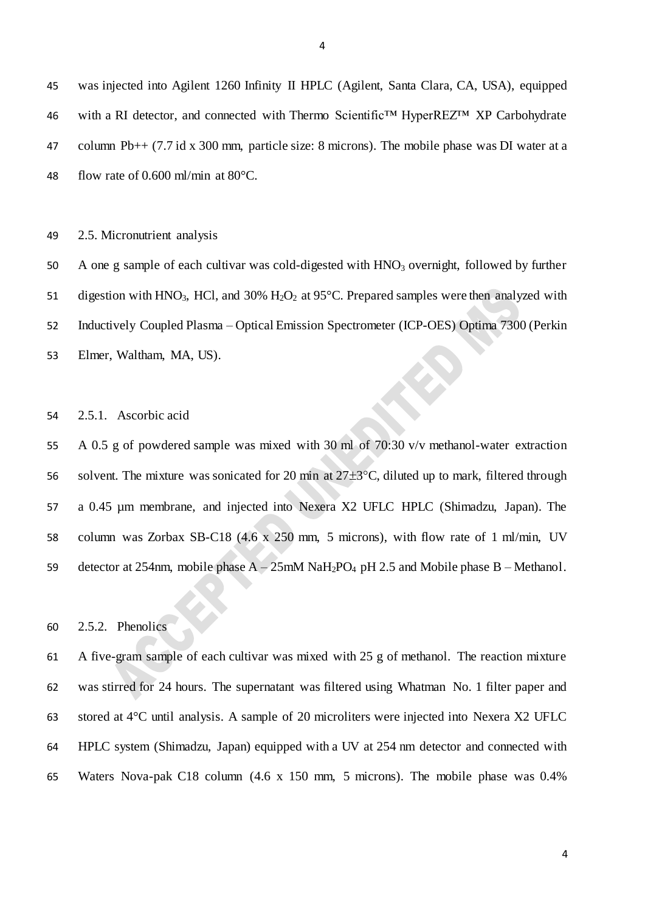was injected into Agilent 1260 Infinity II HPLC (Agilent, Santa Clara, CA, USA), equipped with a RI detector, and connected with Thermo Scientific™ HyperREZ™ XP Carbohydrate column Pb++ (7.7 id x 300 mm, particle size: 8 microns). The mobile phase was DI water at a flow rate of 0.600 ml/min at 80°C.

## 2.5. Micronutrient analysis

A one g sample of each cultivar was cold-digested with $HNO_3$ overnight, followed by further digestion with $HNO_3$, HCl, and 30% $H_2O_2$ at 95°C. Prepared samples were then analyzed with Inductively Coupled Plasma – Optical Emission Spectrometer (ICP-OES) Optima 7300 (Perkin Elmer, Waltham, MA, US).

### 2.5.1. Ascorbic acid

A 0.5 g of powdered sample was mixed with 30 ml of 70:30 v/v methanol-water extraction solvent. The mixture was sonicated for 20 min at 27±3°C, diluted up to mark, filtered through a 0.45 µm membrane, and injected into Nexera X2 UFLC HPLC (Shimadzu, Japan). The column was Zorbax SB-C18 (4.6 x 250 mm, 5 microns), with flow rate of 1 ml/min, UV detector at 254nm, mobile phase A – 25mM $NaH_2PO_4$ pH 2.5 and Mobile phase B – Methanol.

### 2.5.2. Phenolics

A five-gram sample of each cultivar was mixed with 25 g of methanol. The reaction mixture was stirred for 24 hours. The supernatant was filtered using Whatman No. 1 filter paper and stored at 4°C until analysis. A sample of 20 microliters were injected into Nexera X2 UFLC HPLC system (Shimadzu, Japan) equipped with a UV at 254 nm detector and connected with Waters Nova-pak C18 column (4.6 x 150 mm, 5 microns). The mobile phase was 0.4%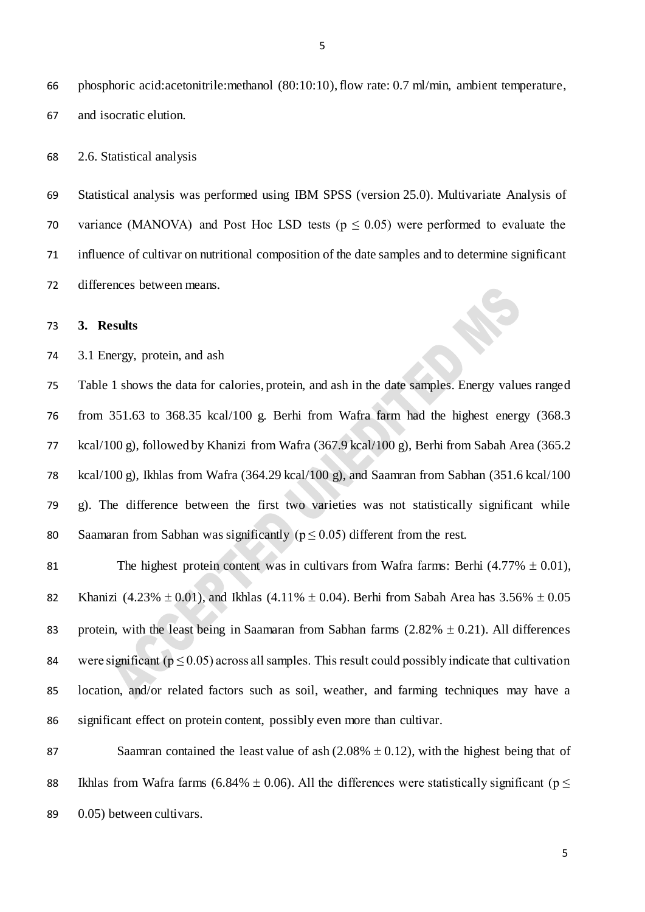phosphoric acid:acetonitrile:methanol (80:10:10), flow rate: 0.7 ml/min, ambient temperature, and isocratic elution.

2.6. Statistical analysis

Statistical analysis was performed using IBM SPSS (version 25.0). Multivariate Analysis of variance (MANOVA) and Post Hoc LSD tests ($p \leq 0.05$) were performed to evaluate the influence of cultivar on nutritional composition of the date samples and to determine significant differences between means.

## 3. Results

3.1 Energy, protein, and ash

Table 1 shows the data for calories, protein, and ash in the date samples. Energy values ranged from 351.63 to 368.35 kcal/100 g. Berhi from Wafra farm had the highest energy (368.3 kcal/100 g), followed by Khanizi from Wafra (367.9 kcal/100 g), Berhi from Sabah Area (365.2 kcal/100 g), Ikhlas from Wafra (364.29 kcal/100 g), and Saamran from Sabhan (351.6 kcal/100 g). The difference between the first two varieties was not statistically significant while Saamaran from Sabhan was significantly ($p \leq 0.05$) different from the rest.

The highest protein content was in cultivars from Wafra farms: Berhi (4.77% $\pm$ 0.01), Khanizi (4.23% $\pm$ 0.01), and Ikhlas (4.11% $\pm$ 0.04). Berhi from Sabah Area has 3.56% $\pm$ 0.05 protein, with the least being in Saamaran from Sabhan farms (2.82% $\pm$ 0.21). All differences were significant ($p \leq 0.05$) across all samples. This result could possibly indicate that cultivation location, and/or related factors such as soil, weather, and farming techniques may have a significant effect on protein content, possibly even more than cultivar.

Saamran contained the least value of ash (2.08% $\pm$ 0.12), with the highest being that of Ikhlas from Wafra farms (6.84% $\pm$ 0.06). All the differences were statistically significant ($p \leq 0.05$) between cultivars.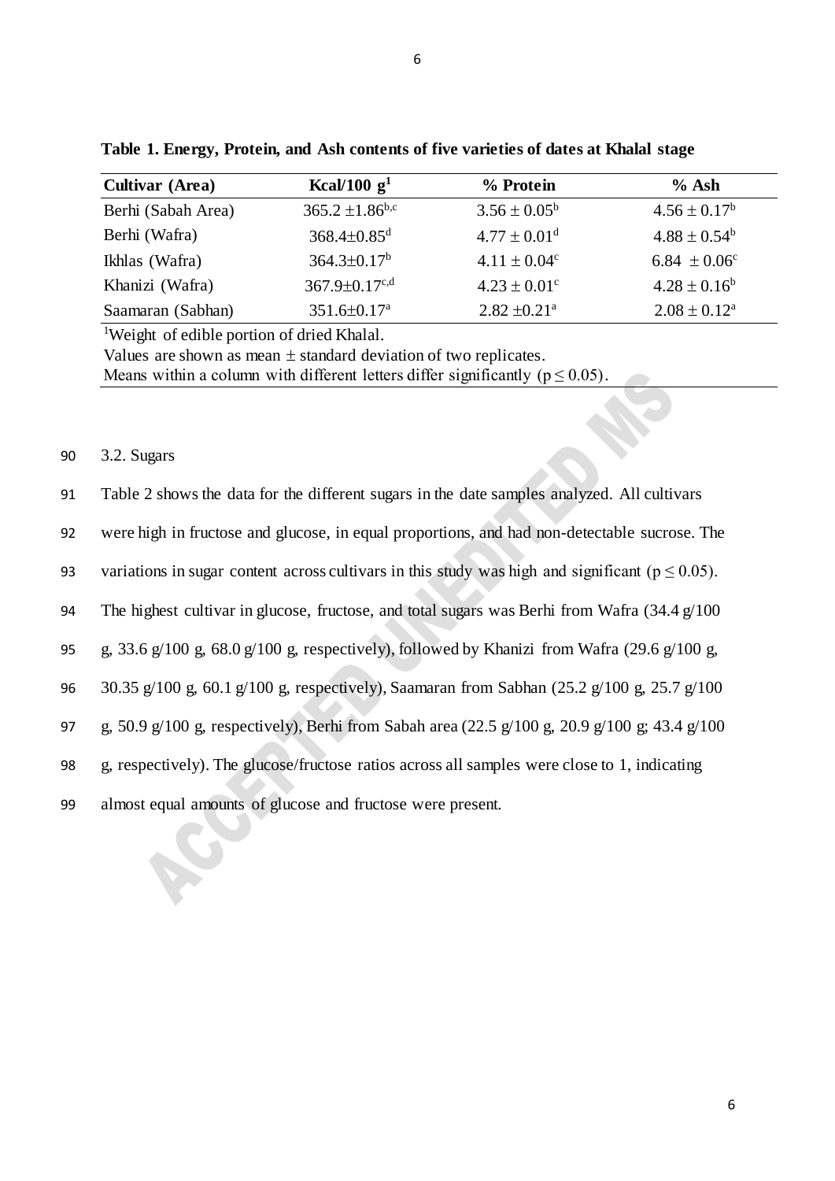**Table 1. Energy, Protein, and Ash contents of five varieties of dates at Khalal stage**

| Cultivar (Area) | Kcal/100 g[1] | % Protein | % Ash |
|---|---|---|---|
| Berhi (Sabah Area) | $365.2 \pm 1.86^{b,c}$ | $3.56 \pm 0.05^{b}$ | $4.56 \pm 0.17^{b}$ |
| Berhi (Wafra) | $368.4 \pm 0.85^{d}$ | $4.77 \pm 0.01^{d}$ | $4.88 \pm 0.54^{b}$ |
| Ikhlas (Wafra) | $364.3 \pm 0.17^{b}$ | $4.11 \pm 0.04^{c}$ | $6.84 \pm 0.06^{c}$ |
| Khanizi (Wafra) | $367.9 \pm 0.17^{c,d}$ | $4.23 \pm 0.01^{c}$ | $4.28 \pm 0.16^{b}$ |
| Saamaran (Sabhan) | $351.6 \pm 0.17^{a}$ | $2.82 \pm 0.21^{a}$ | $2.08 \pm 0.12^{a}$ |

[1]Weight of edible portion of dried Khalal.
Values are shown as mean ± standard deviation of two replicates.
Means within a column with different letters differ significantly ($p \leq 0.05$).

### 3.2. Sugars

Table 2 shows the data for the different sugars in the date samples analyzed. All cultivars were high in fructose and glucose, in equal proportions, and had non-detectable sucrose. The variations in sugar content across cultivars in this study was high and significant ($p \leq 0.05$). The highest cultivar in glucose, fructose, and total sugars was Berhi from Wafra (34.4 g/100 g, 33.6 g/100 g, 68.0 g/100 g, respectively), followed by Khanizi from Wafra (29.6 g/100 g, 30.35 g/100 g, 60.1 g/100 g, respectively), Saamaran from Sabhan (25.2 g/100 g, 25.7 g/100 g, 50.9 g/100 g, respectively), Berhi from Sabah area (22.5 g/100 g, 20.9 g/100 g; 43.4 g/100 g, respectively). The glucose/fructose ratios across all samples were close to 1, indicating almost equal amounts of glucose and fructose were present.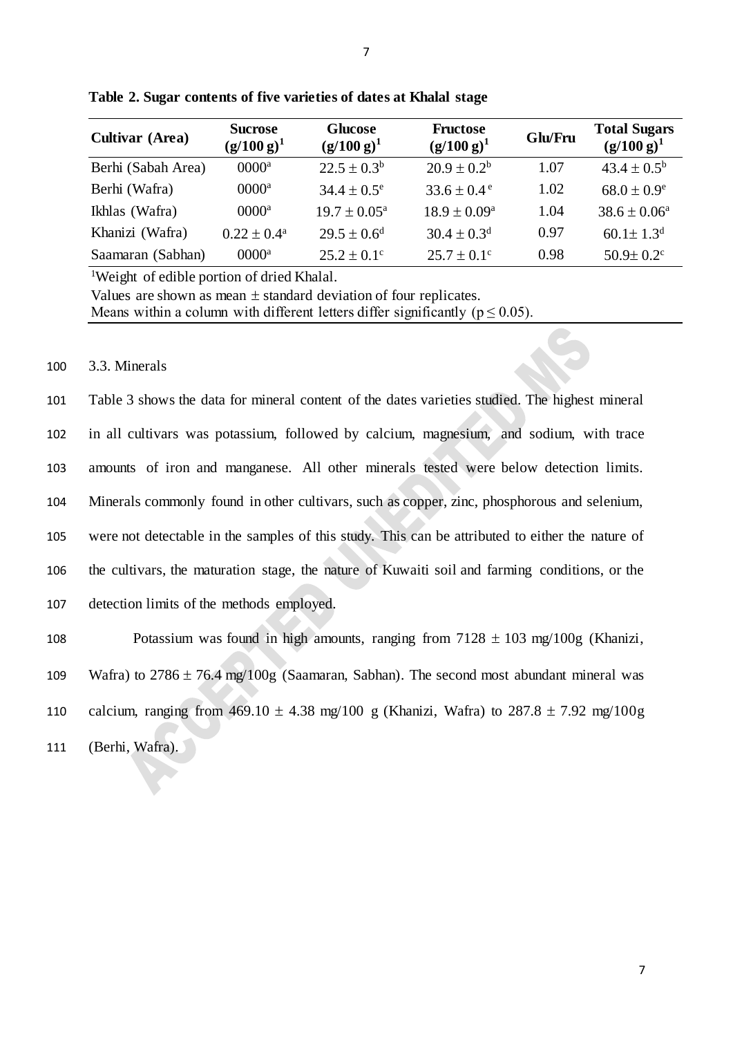**Table 2. Sugar contents of five varieties of dates at Khalal stage**

| Cultivar (Area) | Sucrose (g/100 g)[1] | Glucose (g/100 g)[1] | Fructose (g/100 g)[1] | Glu/Fru | Total Sugars (g/100 g)[1] |
|---|---|---|---|---|---|
| Berhi (Sabah Area) | 0000[a] | 22.5 ± 0.3[b] | 20.9 ± 0.2[b] | 1.07 | 43.4 ± 0.5[b] |
| Berhi (Wafra) | 0000[a] | 34.4 ± 0.5[e] | 33.6 ± 0.4[e] | 1.02 | 68.0 ± 0.9[e] |
| Ikhlas (Wafra) | 0000[a] | 19.7 ± 0.05[a] | 18.9 ± 0.09[a] | 1.04 | 38.6 ± 0.06[a] |
| Khanizi (Wafra) | 0.22 ± 0.4[a] | 29.5 ± 0.6[d] | 30.4 ± 0.3[d] | 0.97 | 60.1± 1.3[d] |
| Saamaran (Sabhan) | 0000[a] | 25.2 ± 0.1[c] | 25.7 ± 0.1[c] | 0.98 | 50.9± 0.2[c] |

[1]Weight of edible portion of dried Khalal.
Values are shown as mean ± standard deviation of four replicates.
Means within a column with different letters differ significantly ($p \leq 0.05$).

100 3.3. Minerals

101 Table 3 shows the data for mineral content of the dates varieties studied. The highest mineral
102 in all cultivars was potassium, followed by calcium, magnesium, and sodium, with trace
103 amounts of iron and manganese. All other minerals tested were below detection limits.
104 Minerals commonly found in other cultivars, such as copper, zinc, phosphorous and selenium,
105 were not detectable in the samples of this study. This can be attributed to either the nature of
106 the cultivars, the maturation stage, the nature of Kuwaiti soil and farming conditions, or the
107 detection limits of the methods employed.

108 Potassium was found in high amounts, ranging from 7128 ± 103 mg/100g (Khanizi,
109 Wafra) to 2786 ± 76.4 mg/100g (Saamaran, Sabhan). The second most abundant mineral was
110 calcium, ranging from 469.10 ± 4.38 mg/100 g (Khanizi, Wafra) to 287.8 ± 7.92 mg/100g
111 (Berhi, Wafra).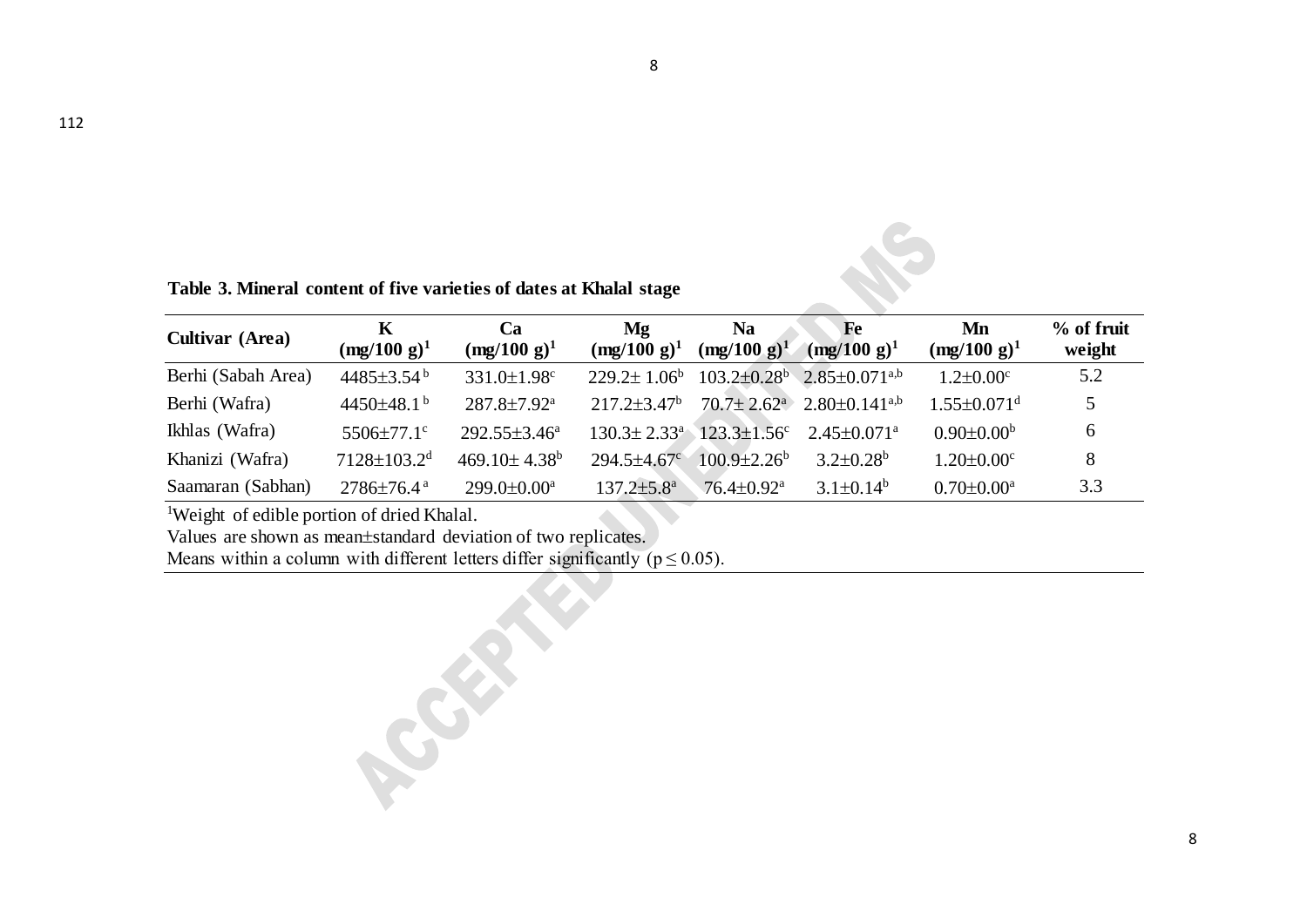**Table 3. Mineral content of five varieties of dates at Khalal stage**

| Cultivar (Area) | K (mg/100 g)[1] | Ca (mg/100 g)[1] | Mg (mg/100 g)[1] | Na (mg/100 g)[1] | Fe (mg/100 g)[1] | Mn (mg/100 g)[1] | % of fruit weight |
|---|---|---|---|---|---|---|---|
| Berhi (Sabah Area) | 4485±3.54 [b] | 331.0±1.98[c] | 229.2± 1.06[b] | 103.2±0.28[b] | 2.85±0.071[a,b] | 1.2±0.00[c] | 5.2 |
| Berhi (Wafra) | 4450±48.1 [b] | 287.8±7.92[a] | 217.2±3.47[b] | 70.7± 2.62[a] | 2.80±0.141[a,b] | 1.55±0.071[d] | 5 |
| Ikhlas (Wafra) | 5506±77.1[c] | 292.55±3.46[a] | 130.3± 2.33[a] | 123.3±1.56[c] | 2.45±0.071[a] | 0.90±0.00[b] | 6 |
| Khanizi (Wafra) | 7128±103.2[d] | 469.10± 4.38[b] | 294.5±4.67[c] | 100.9±2.26[b] | 3.2±0.28[b] | 1.20±0.00[c] | 8 |
| Saamaran (Sabhan) | 2786±76.4 [a] | 299.0±0.00[a] | 137.2±5.8[a] | 76.4±0.92[a] | 3.1±0.14[b] | 0.70±0.00[a] | 3.3 |

[1]Weight of edible portion of dried Khalal.

Values are shown as mean±standard deviation of two replicates.

Means within a column with different letters differ significantly ($p \leq 0.05$).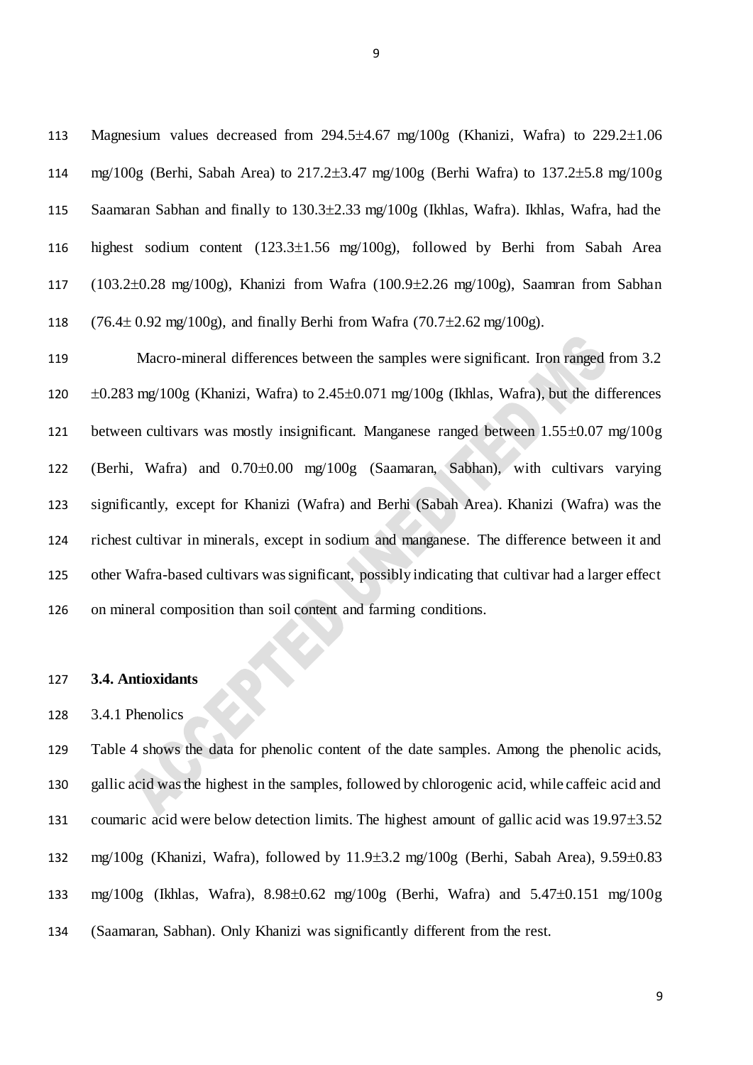Magnesium values decreased from 294.5±4.67 mg/100g (Khanizi, Wafra) to 229.2±1.06 mg/100g (Berhi, Sabah Area) to 217.2±3.47 mg/100g (Berhi Wafra) to 137.2±5.8 mg/100g Saamaran Sabhan and finally to 130.3±2.33 mg/100g (Ikhlas, Wafra). Ikhlas, Wafra, had the highest sodium content (123.3±1.56 mg/100g), followed by Berhi from Sabah Area (103.2±0.28 mg/100g), Khanizi from Wafra (100.9±2.26 mg/100g), Saamran from Sabhan (76.4± 0.92 mg/100g), and finally Berhi from Wafra (70.7±2.62 mg/100g).

Macro-mineral differences between the samples were significant. Iron ranged from 3.2 ±0.283 mg/100g (Khanizi, Wafra) to 2.45±0.071 mg/100g (Ikhlas, Wafra), but the differences between cultivars was mostly insignificant. Manganese ranged between 1.55±0.07 mg/100g (Berhi, Wafra) and 0.70±0.00 mg/100g (Saamaran, Sabhan), with cultivars varying significantly, except for Khanizi (Wafra) and Berhi (Sabah Area). Khanizi (Wafra) was the richest cultivar in minerals, except in sodium and manganese. The difference between it and other Wafra-based cultivars was significant, possibly indicating that cultivar had a larger effect on mineral composition than soil content and farming conditions.

### 3.4. Antioxidants

3.4.1 Phenolics

Table 4 shows the data for phenolic content of the date samples. Among the phenolic acids, gallic acid was the highest in the samples, followed by chlorogenic acid, while caffeic acid and coumaric acid were below detection limits. The highest amount of gallic acid was 19.97±3.52 mg/100g (Khanizi, Wafra), followed by 11.9±3.2 mg/100g (Berhi, Sabah Area), 9.59±0.83 mg/100g (Ikhlas, Wafra), 8.98±0.62 mg/100g (Berhi, Wafra) and 5.47±0.151 mg/100g (Saamaran, Sabhan). Only Khanizi was significantly different from the rest.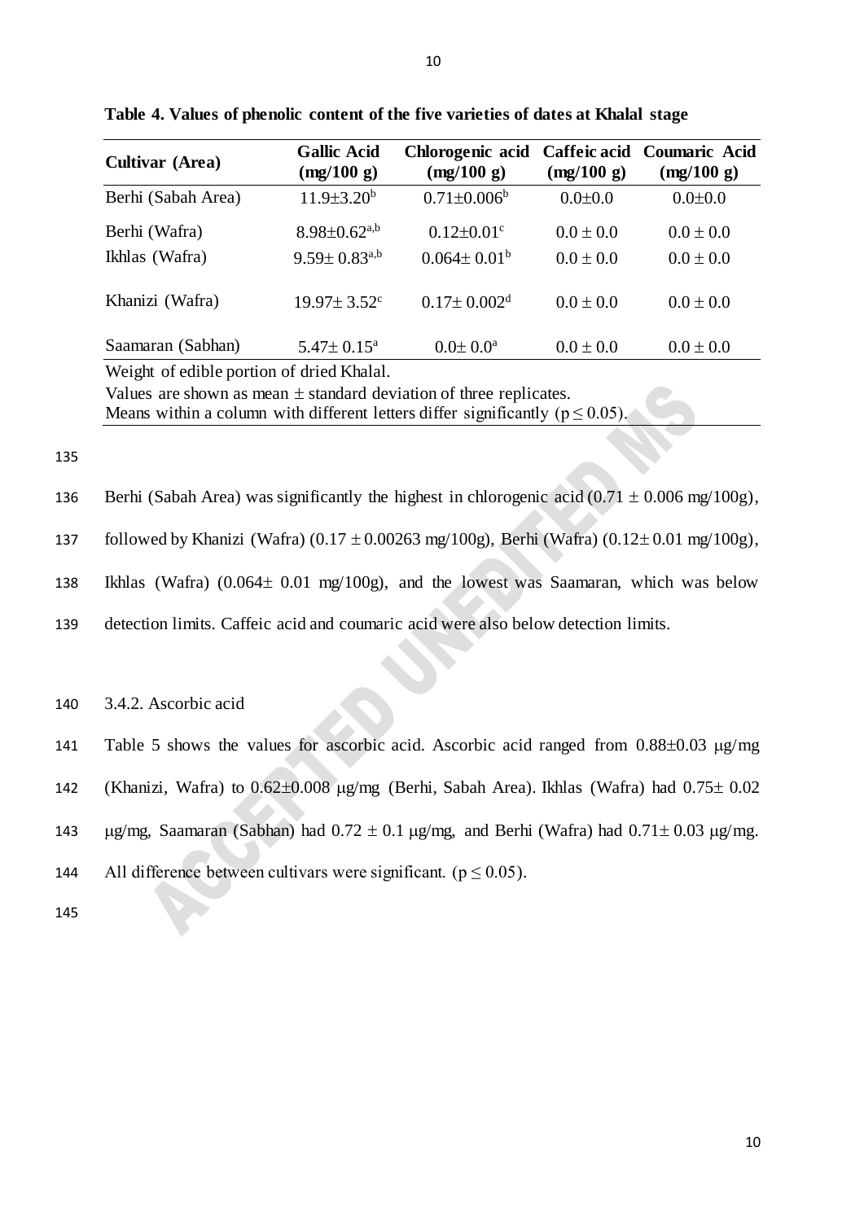**Table 4. Values of phenolic content of the five varieties of dates at Khalal stage**

| Cultivar (Area) | Gallic Acid (mg/100 g) | Chlorogenic acid (mg/100 g) | Caffeic acid (mg/100 g) | Coumaric Acid (mg/100 g) |
|---|---|---|---|---|
| Berhi (Sabah Area) | $11.9\pm3.20^{b}$ | $0.71\pm0.006^{b}$ | $0.0\pm0.0$ | $0.0\pm0.0$ |
| Berhi (Wafra) | $8.98\pm0.62^{a,b}$ | $0.12\pm0.01^{c}$ | $0.0 \pm 0.0$ | $0.0 \pm 0.0$ |
| Ikhlas (Wafra) | $9.59\pm 0.83^{a,b}$ | $0.064\pm 0.01^{b}$ | $0.0 \pm 0.0$ | $0.0 \pm 0.0$ |
| Khanizi (Wafra) | $19.97\pm 3.52^{c}$ | $0.17\pm 0.002^{d}$ | $0.0 \pm 0.0$ | $0.0 \pm 0.0$ |
| Saamaran (Sabhan) | $5.47\pm 0.15^{a}$ | $0.0\pm 0.0^{a}$ | $0.0 \pm 0.0$ | $0.0 \pm 0.0$ |

Weight of edible portion of dried Khalal.
Values are shown as mean ± standard deviation of three replicates.
Means within a column with different letters differ significantly ($p \leq 0.05$).

Berhi (Sabah Area) was significantly the highest in chlorogenic acid ($0.71 \pm 0.006$ mg/100g), followed by Khanizi (Wafra) ($0.17 \pm 0.00263$ mg/100g), Berhi (Wafra) ($0.12\pm 0.01$ mg/100g), Ikhlas (Wafra) ($0.064\pm 0.01$ mg/100g), and the lowest was Saamaran, which was below detection limits. Caffeic acid and coumaric acid were also below detection limits.

3.4.2. Ascorbic acid

Table 5 shows the values for ascorbic acid. Ascorbic acid ranged from $0.88\pm0.03$ μg/mg (Khanizi, Wafra) to $0.62\pm0.008$ μg/mg (Berhi, Sabah Area). Ikhlas (Wafra) had $0.75\pm 0.02$ μg/mg, Saamaran (Sabhan) had $0.72 \pm 0.1$ μg/mg, and Berhi (Wafra) had $0.71\pm 0.03$ μg/mg. All difference between cultivars were significant. ($p \leq 0.05$).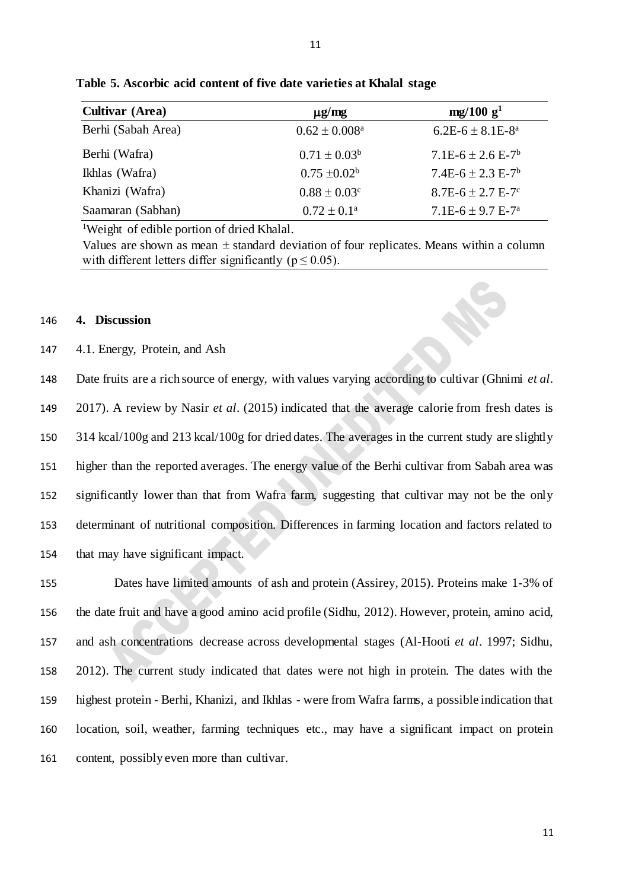**Table 5. Ascorbic acid content of five date varieties at Khalal stage**

| Cultivar (Area) | μg/mg | mg/100 g[1] |
|---|---|---|
| Berhi (Sabah Area) | $0.62 \pm 0.008^{a}$ | 6.2E-6 ± 8.1E-8[a] |
| Berhi (Wafra) | $0.71 \pm 0.03^{b}$ | 7.1E-6 ± 2.6 E-7[b] |
| Ikhlas (Wafra) | $0.75 \pm 0.02^{b}$ | 7.4E-6 ± 2.3 E-7[b] |
| Khanizi (Wafra) | $0.88 \pm 0.03^{c}$ | 8.7E-6 ± 2.7 E-7[c] |
| Saamaran (Sabhan) | $0.72 \pm 0.1^{a}$ | 7.1E-6 ± 9.7 E-7[a] |

[1]Weight of edible portion of dried Khalal.

Values are shown as mean ± standard deviation of four replicates. Means within a column with different letters differ significantly ($p \leq 0.05$).

## 4. Discussion

### 4.1. Energy, Protein, and Ash

Date fruits are a rich source of energy, with values varying according to cultivar (Ghnimi *et al*. 2017). A review by Nasir *et al*. (2015) indicated that the average calorie from fresh dates is 314 kcal/100g and 213 kcal/100g for dried dates. The averages in the current study are slightly higher than the reported averages. The energy value of the Berhi cultivar from Sabah area was significantly lower than that from Wafra farm, suggesting that cultivar may not be the only determinant of nutritional composition. Differences in farming location and factors related to that may have significant impact.

Dates have limited amounts of ash and protein (Assirey, 2015). Proteins make 1-3% of the date fruit and have a good amino acid profile (Sidhu, 2012). However, protein, amino acid, and ash concentrations decrease across developmental stages (Al-Hooti *et al*. 1997; Sidhu, 2012). The current study indicated that dates were not high in protein. The dates with the highest protein - Berhi, Khanizi, and Ikhlas - were from Wafra farms, a possible indication that location, soil, weather, farming techniques etc., may have a significant impact on protein content, possibly even more than cultivar.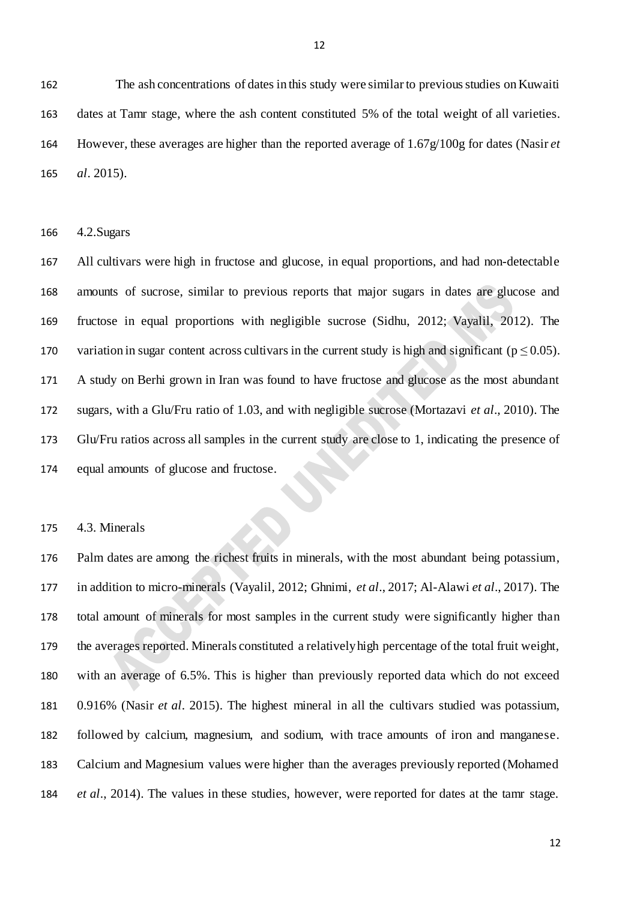The ash concentrations of dates in this study were similar to previous studies on Kuwaiti dates at Tamr stage, where the ash content constituted 5% of the total weight of all varieties. However, these averages are higher than the reported average of 1.67g/100g for dates (Nasir *et al*. 2015).

## 4.2. Sugars

All cultivars were high in fructose and glucose, in equal proportions, and had non-detectable amounts of sucrose, similar to previous reports that major sugars in dates are glucose and fructose in equal proportions with negligible sucrose (Sidhu, 2012; Vayalil, 2012). The variation in sugar content across cultivars in the current study is high and significant ($p \leq 0.05$). A study on Berhi grown in Iran was found to have fructose and glucose as the most abundant sugars, with a Glu/Fru ratio of 1.03, and with negligible sucrose (Mortazavi *et al*., 2010). The Glu/Fru ratios across all samples in the current study are close to 1, indicating the presence of equal amounts of glucose and fructose.

## 4.3. Minerals

Palm dates are among the richest fruits in minerals, with the most abundant being potassium, in addition to micro-minerals (Vayalil, 2012; Ghnimi, *et al*., 2017; Al-Alawi *et al*., 2017). The total amount of minerals for most samples in the current study were significantly higher than the averages reported. Minerals constituted a relatively high percentage of the total fruit weight, with an average of 6.5%. This is higher than previously reported data which do not exceed 0.916% (Nasir *et al*. 2015). The highest mineral in all the cultivars studied was potassium, followed by calcium, magnesium, and sodium, with trace amounts of iron and manganese. Calcium and Magnesium values were higher than the averages previously reported (Mohamed *et al*., 2014). The values in these studies, however, were reported for dates at the tamr stage.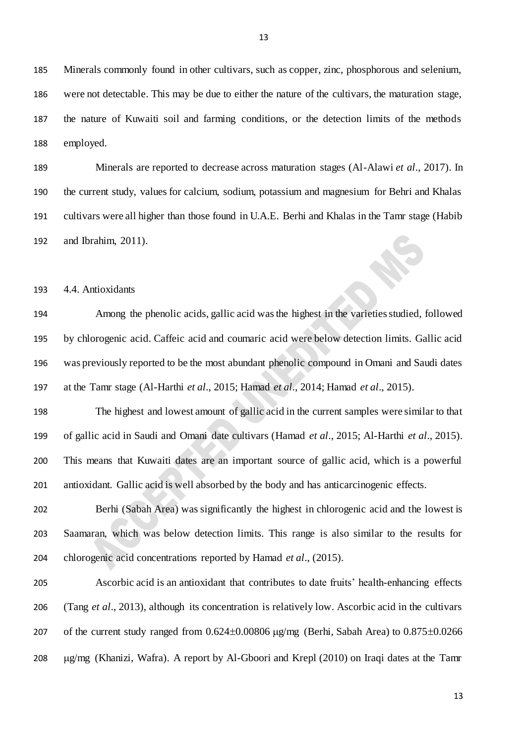Minerals commonly found in other cultivars, such as copper, zinc, phosphorous and selenium, were not detectable. This may be due to either the nature of the cultivars, the maturation stage, the nature of Kuwaiti soil and farming conditions, or the detection limits of the methods employed.

Minerals are reported to decrease across maturation stages (Al-Alawi *et al*., 2017). In the current study, values for calcium, sodium, potassium and magnesium for Behri and Khalas cultivars were all higher than those found in U.A.E. Berhi and Khalas in the Tamr stage (Habib and Ibrahim, 2011).

### 4.4. Antioxidants

Among the phenolic acids, gallic acid was the highest in the varieties studied, followed by chlorogenic acid. Caffeic acid and coumaric acid were below detection limits. Gallic acid was previously reported to be the most abundant phenolic compound in Omani and Saudi dates at the Tamr stage (Al-Harthi *et al*., 2015; Hamad *et al*., 2014; Hamad *et al*., 2015).

The highest and lowest amount of gallic acid in the current samples were similar to that of gallic acid in Saudi and Omani date cultivars (Hamad *et al*., 2015; Al-Harthi *et al*., 2015). This means that Kuwaiti dates are an important source of gallic acid, which is a powerful antioxidant. Gallic acid is well absorbed by the body and has anticarcinogenic effects.

Berhi (Sabah Area) was significantly the highest in chlorogenic acid and the lowest is Saamaran, which was below detection limits. This range is also similar to the results for chlorogenic acid concentrations reported by Hamad *et al*., (2015).

Ascorbic acid is an antioxidant that contributes to date fruits' health-enhancing effects (Tang *et al*., 2013), although its concentration is relatively low. Ascorbic acid in the cultivars of the current study ranged from $0.624 \pm 0.00806$ μg/mg (Berhi, Sabah Area) to $0.875 \pm 0.0266$ μg/mg (Khanizi, Wafra). A report by Al-Gboori and Krepl (2010) on Iraqi dates at the Tamr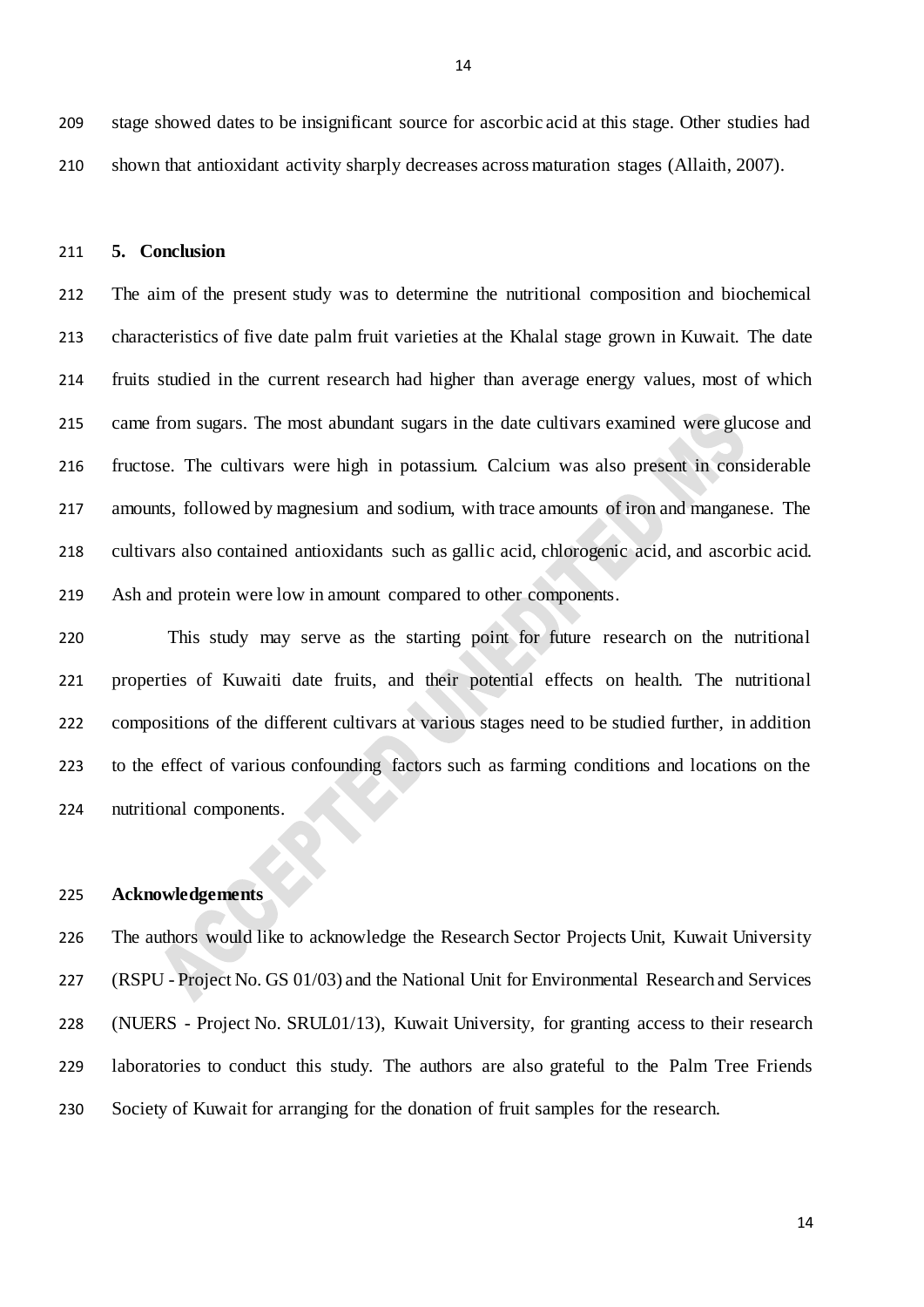stage showed dates to be insignificant source for ascorbic acid at this stage. Other studies had shown that antioxidant activity sharply decreases across maturation stages (Allaith, 2007).

## 5. Conclusion

The aim of the present study was to determine the nutritional composition and biochemical characteristics of five date palm fruit varieties at the Khalal stage grown in Kuwait. The date fruits studied in the current research had higher than average energy values, most of which came from sugars. The most abundant sugars in the date cultivars examined were glucose and fructose. The cultivars were high in potassium. Calcium was also present in considerable amounts, followed by magnesium and sodium, with trace amounts of iron and manganese. The cultivars also contained antioxidants such as gallic acid, chlorogenic acid, and ascorbic acid. Ash and protein were low in amount compared to other components.

This study may serve as the starting point for future research on the nutritional properties of Kuwaiti date fruits, and their potential effects on health. The nutritional compositions of the different cultivars at various stages need to be studied further, in addition to the effect of various confounding factors such as farming conditions and locations on the nutritional components.

## Acknowledgements

The authors would like to acknowledge the Research Sector Projects Unit, Kuwait University (RSPU - Project No. GS 01/03) and the National Unit for Environmental Research and Services (NUERS - Project No. SRUL01/13), Kuwait University, for granting access to their research laboratories to conduct this study. The authors are also grateful to the Palm Tree Friends Society of Kuwait for arranging for the donation of fruit samples for the research.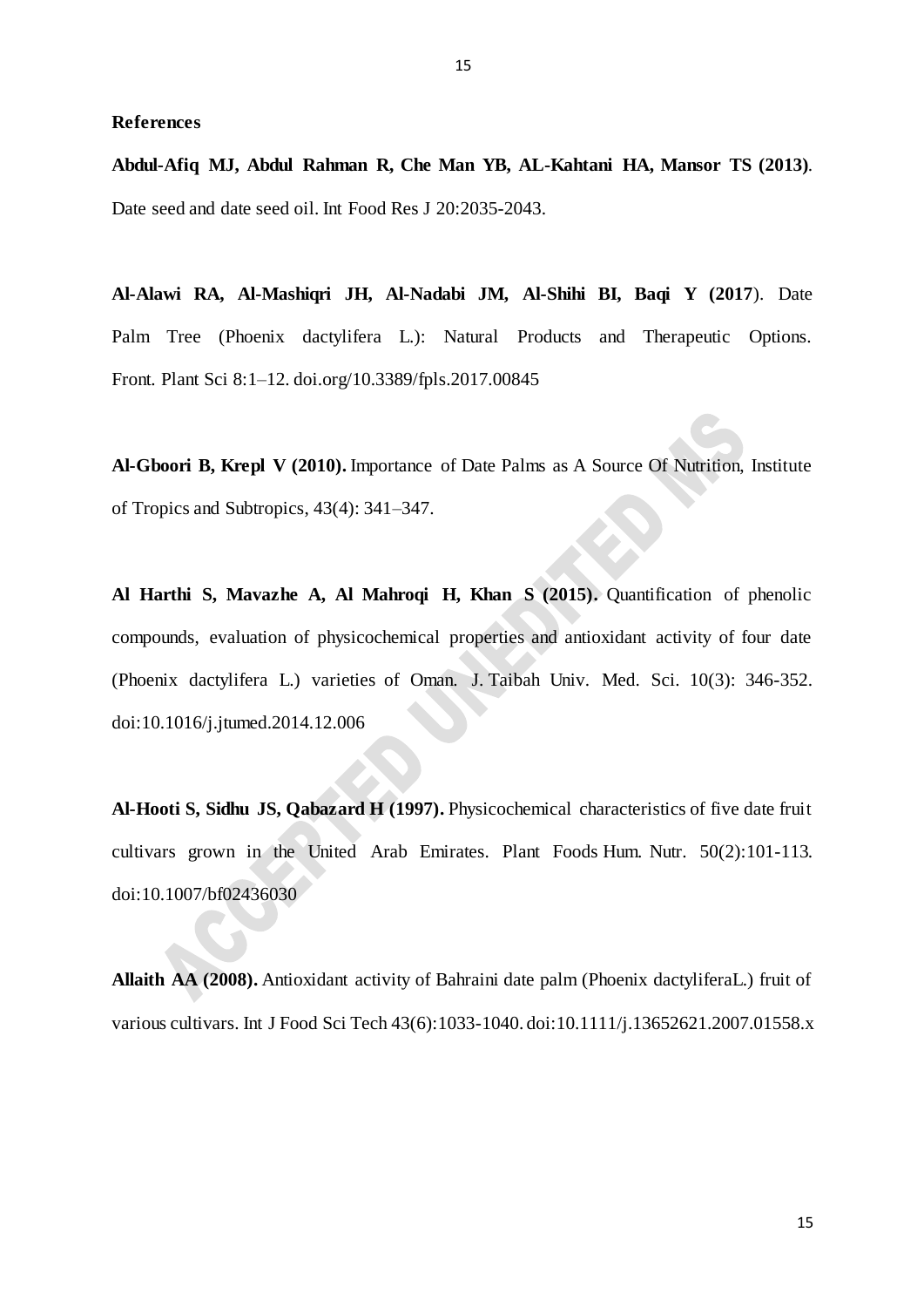**References**

**Abdul-Afiq MJ, Abdul Rahman R, Che Man YB, AL-Kahtani HA, Mansor TS (2013)**. Date seed and date seed oil. Int Food Res J 20:2035-2043.

**Al-Alawi RA, Al-Mashiqri JH, Al-Nadabi JM, Al-Shihi BI, Baqi Y (2017**). Date Palm Tree (Phoenix dactylifera L.): Natural Products and Therapeutic Options. Front. Plant Sci 8:1–12. doi.org/10.3389/fpls.2017.00845

**Al-Gboori B, Krepl V (2010).** Importance of Date Palms as A Source Of Nutrition, Institute of Tropics and Subtropics, 43(4): 341–347.

**Al Harthi S, Mavazhe A, Al Mahroqi H, Khan S (2015).** Quantification of phenolic compounds, evaluation of physicochemical properties and antioxidant activity of four date (Phoenix dactylifera L.) varieties of Oman. J. Taibah Univ. Med. Sci. 10(3): 346-352. doi:10.1016/j.jtumed.2014.12.006

**Al-Hooti S, Sidhu JS, Qabazard H (1997).** Physicochemical characteristics of five date fruit cultivars grown in the United Arab Emirates. Plant Foods Hum. Nutr. 50(2):101-113. doi:10.1007/bf02436030

**Allaith AA (2008).** Antioxidant activity of Bahraini date palm (Phoenix dactyliferaL.) fruit of various cultivars. Int J Food Sci Tech 43(6):1033-1040. doi:10.1111/j.13652621.2007.01558.x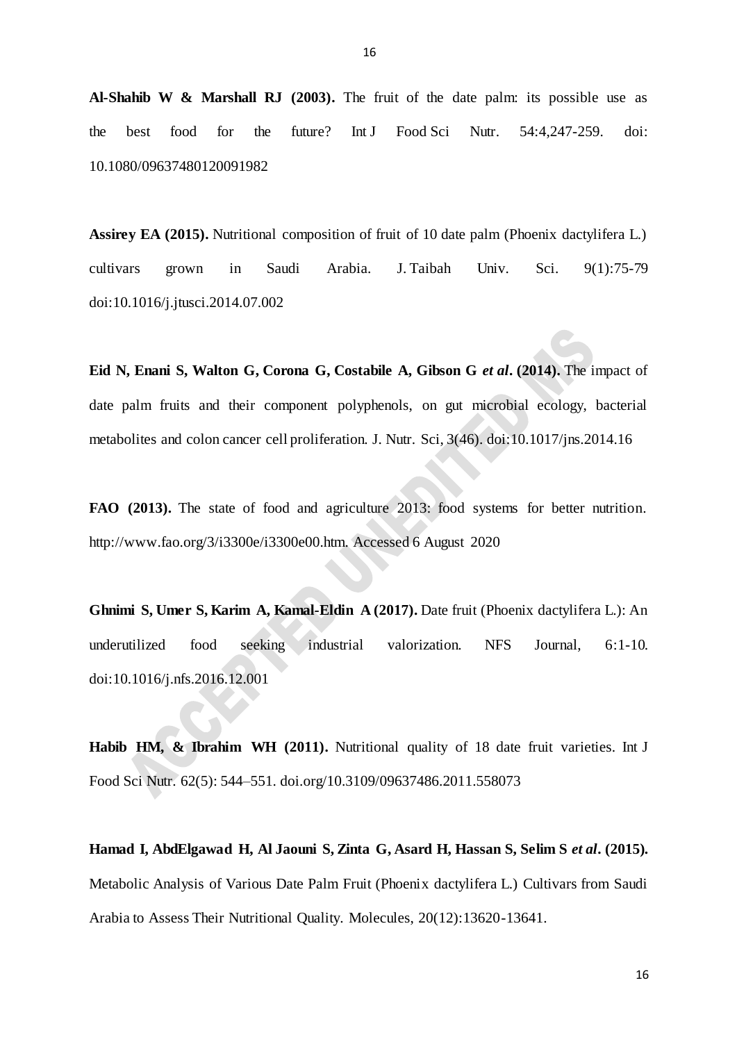**Al-Shahib W & Marshall RJ (2003).** The fruit of the date palm: its possible use as the best food for the future? Int J Food Sci Nutr. 54:4,247-259. doi: 10.1080/09637480120091982

**Assirey EA (2015).** Nutritional composition of fruit of 10 date palm (Phoenix dactylifera L.) cultivars grown in Saudi Arabia. J. Taibah Univ. Sci. 9(1):75-79 doi:10.1016/j.jtusci.2014.07.002

**Eid N, Enani S, Walton G, Corona G, Costabile A, Gibson G *et al*. (2014).** The impact of date palm fruits and their component polyphenols, on gut microbial ecology, bacterial metabolites and colon cancer cell proliferation. J. Nutr. Sci, 3(46). doi:10.1017/jns.2014.16

**FAO (2013).** The state of food and agriculture 2013: food systems for better nutrition. http://www.fao.org/3/i3300e/i3300e00.htm. Accessed 6 August 2020

**Ghnimi S, Umer S, Karim A, Kamal-Eldin A (2017).** Date fruit (Phoenix dactylifera L.): An underutilized food seeking industrial valorization. NFS Journal, 6:1-10. doi:10.1016/j.nfs.2016.12.001

**Habib HM, & Ibrahim WH (2011).** Nutritional quality of 18 date fruit varieties. Int J Food Sci Nutr. 62(5): 544–551. doi.org/10.3109/09637486.2011.558073

**Hamad I, AbdElgawad H, Al Jaouni S, Zinta G, Asard H, Hassan S, Selim S *et al*. (2015).** Metabolic Analysis of Various Date Palm Fruit (Phoenix dactylifera L.) Cultivars from Saudi Arabia to Assess Their Nutritional Quality. Molecules, 20(12):13620-13641.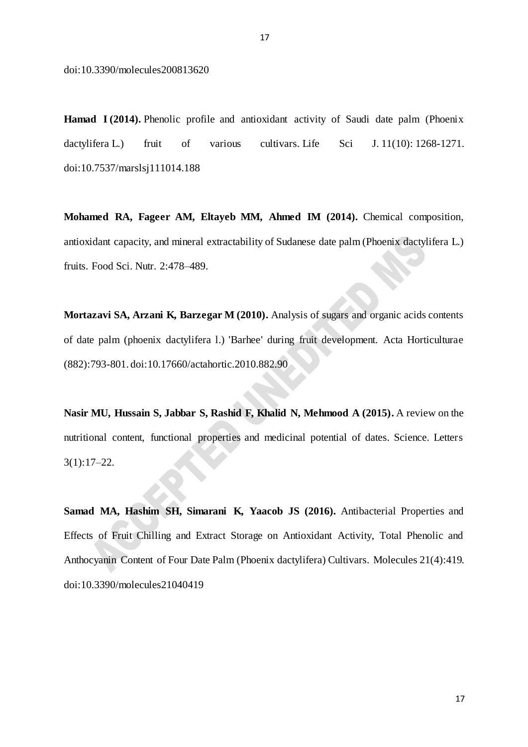doi:10.3390/molecules200813620

**Hamad I (2014).** Phenolic profile and antioxidant activity of Saudi date palm (Phoenix dactylifera L.) fruit of various cultivars. Life Sci J. 11(10): 1268-1271. doi:10.7537/marslsj111014.188

**Mohamed RA, Fageer AM, Eltayeb MM, Ahmed IM (2014).** Chemical composition, antioxidant capacity, and mineral extractability of Sudanese date palm (Phoenix dactylifera L.) fruits. Food Sci. Nutr. 2:478–489.

**Mortazavi SA, Arzani K, Barzegar M (2010).** Analysis of sugars and organic acids contents of date palm (phoenix dactylifera l.) 'Barhee' during fruit development. Acta Horticulturae (882):793-801. doi:10.17660/actahortic.2010.882.90

**Nasir MU, Hussain S, Jabbar S, Rashid F, Khalid N, Mehmood A (2015).** A review on the nutritional content, functional properties and medicinal potential of dates. Science. Letters 3(1):17–22.

**Samad MA, Hashim SH, Simarani K, Yaacob JS (2016).** Antibacterial Properties and Effects of Fruit Chilling and Extract Storage on Antioxidant Activity, Total Phenolic and Anthocyanin Content of Four Date Palm (Phoenix dactylifera) Cultivars. Molecules 21(4):419. doi:10.3390/molecules21040419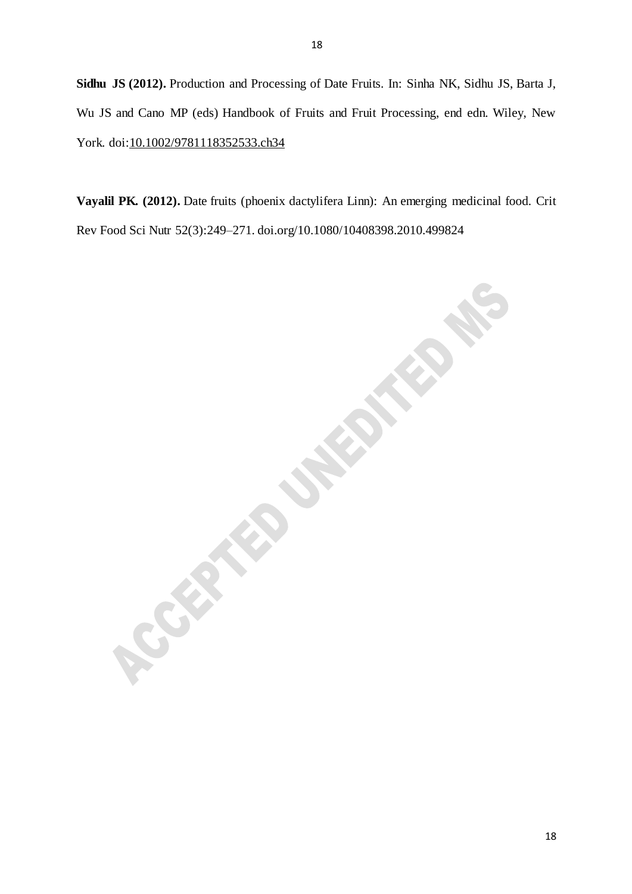**Sidhu JS (2012).** Production and Processing of Date Fruits. In: Sinha NK, Sidhu JS, Barta J, Wu JS and Cano MP (eds) Handbook of Fruits and Fruit Processing, end edn. Wiley, New York. doi:10.1002/9781118352533.ch34

**Vayalil PK. (2012).** Date fruits (phoenix dactylifera Linn): An emerging medicinal food. Crit Rev Food Sci Nutr 52(3):249–271. doi.org/10.1080/10408398.2010.499824